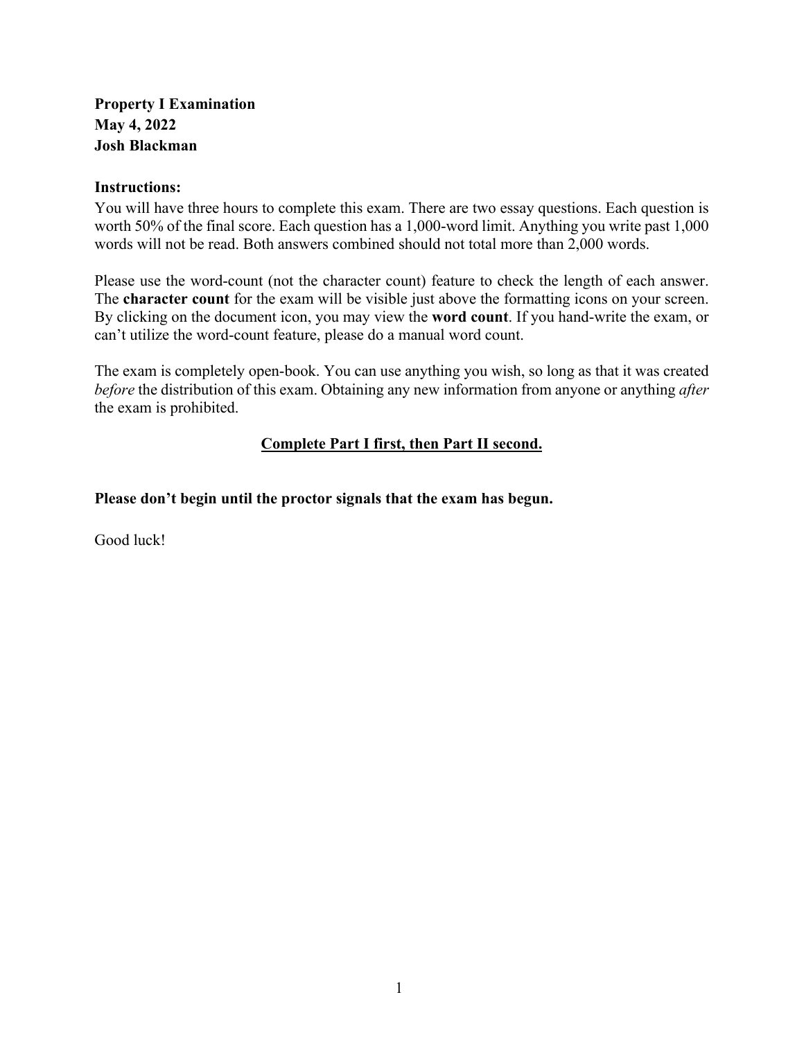**Property I Examination**
**May 4, 2022**
**Josh Blackman**

**Instructions:**

You will have three hours to complete this exam. There are two essay questions. Each question is worth 50% of the final score. Each question has a 1,000-word limit. Anything you write past 1,000 words will not be read. Both answers combined should not total more than 2,000 words.

Please use the word-count (not the character count) feature to check the length of each answer. The **character count** for the exam will be visible just above the formatting icons on your screen. By clicking on the document icon, you may view the **word count**. If you hand-write the exam, or can't utilize the word-count feature, please do a manual word count.

The exam is completely open-book. You can use anything you wish, so long as that it was created *before* the distribution of this exam. Obtaining any new information from anyone or anything *after* the exam is prohibited.

**<u>Complete Part I first, then Part II second.</u>**

**Please don't begin until the proctor signals that the exam has begun.**

Good luck!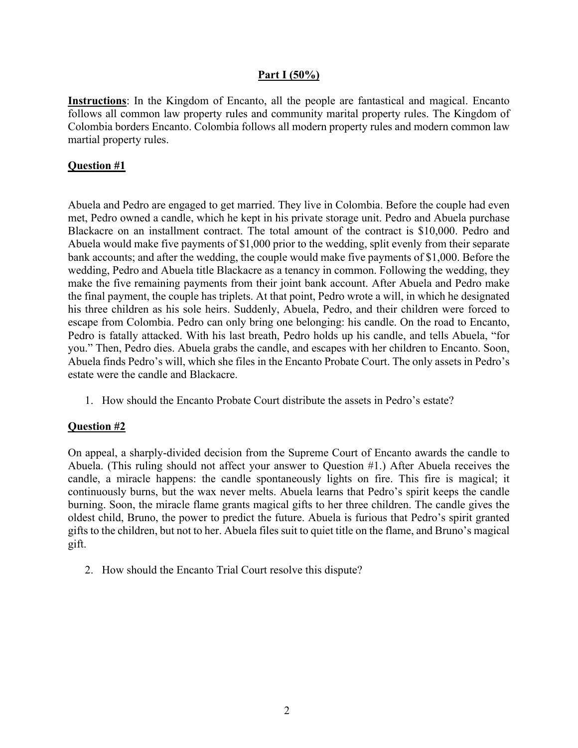## Part I (50%)

**Instructions**: In the Kingdom of Encanto, all the people are fantastical and magical. Encanto follows all common law property rules and community marital property rules. The Kingdom of Colombia borders Encanto. Colombia follows all modern property rules and modern common law martial property rules.

### Question #1

Abuela and Pedro are engaged to get married. They live in Colombia. Before the couple had even met, Pedro owned a candle, which he kept in his private storage unit. Pedro and Abuela purchase Blackacre on an installment contract. The total amount of the contract is $10,000. Pedro and Abuela would make five payments of $1,000 prior to the wedding, split evenly from their separate bank accounts; and after the wedding, the couple would make five payments of $1,000. Before the wedding, Pedro and Abuela title Blackacre as a tenancy in common. Following the wedding, they make the five remaining payments from their joint bank account. After Abuela and Pedro make the final payment, the couple has triplets. At that point, Pedro wrote a will, in which he designated his three children as his sole heirs. Suddenly, Abuela, Pedro, and their children were forced to escape from Colombia. Pedro can only bring one belonging: his candle. On the road to Encanto, Pedro is fatally attacked. With his last breath, Pedro holds up his candle, and tells Abuela, "for you." Then, Pedro dies. Abuela grabs the candle, and escapes with her children to Encanto. Soon, Abuela finds Pedro's will, which she files in the Encanto Probate Court. The only assets in Pedro's estate were the candle and Blackacre.

1. How should the Encanto Probate Court distribute the assets in Pedro's estate?

### Question #2

On appeal, a sharply-divided decision from the Supreme Court of Encanto awards the candle to Abuela. (This ruling should not affect your answer to Question #1.) After Abuela receives the candle, a miracle happens: the candle spontaneously lights on fire. This fire is magical; it continuously burns, but the wax never melts. Abuela learns that Pedro's spirit keeps the candle burning. Soon, the miracle flame grants magical gifts to her three children. The candle gives the oldest child, Bruno, the power to predict the future. Abuela is furious that Pedro's spirit granted gifts to the children, but not to her. Abuela files suit to quiet title on the flame, and Bruno's magical gift.

2. How should the Encanto Trial Court resolve this dispute?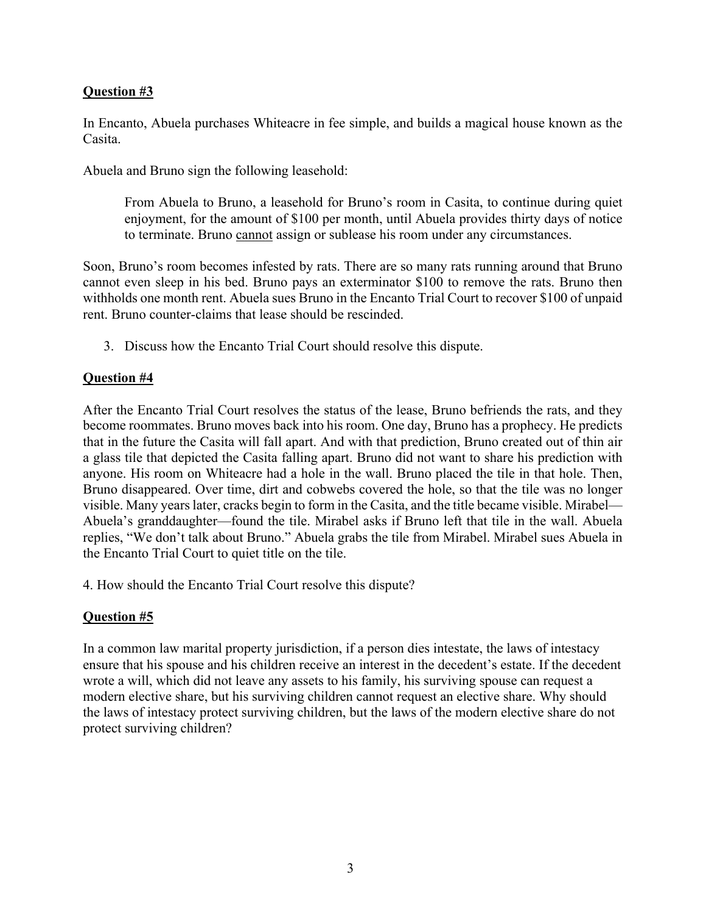**Question #3**

In Encanto, Abuela purchases Whiteacre in fee simple, and builds a magical house known as the Casita.

Abuela and Bruno sign the following leasehold:

> From Abuela to Bruno, a leasehold for Bruno's room in Casita, to continue during quiet enjoyment, for the amount of $100 per month, until Abuela provides thirty days of notice to terminate. Bruno <u>cannot</u> assign or sublease his room under any circumstances.

Soon, Bruno's room becomes infested by rats. There are so many rats running around that Bruno cannot even sleep in his bed. Bruno pays an exterminator $100 to remove the rats. Bruno then withholds one month rent. Abuela sues Bruno in the Encanto Trial Court to recover $100 of unpaid rent. Bruno counter-claims that lease should be rescinded.

3. Discuss how the Encanto Trial Court should resolve this dispute.

**Question #4**

After the Encanto Trial Court resolves the status of the lease, Bruno befriends the rats, and they become roommates. Bruno moves back into his room. One day, Bruno has a prophecy. He predicts that in the future the Casita will fall apart. And with that prediction, Bruno created out of thin air a glass tile that depicted the Casita falling apart. Bruno did not want to share his prediction with anyone. His room on Whiteacre had a hole in the wall. Bruno placed the tile in that hole. Then, Bruno disappeared. Over time, dirt and cobwebs covered the hole, so that the tile was no longer visible. Many years later, cracks begin to form in the Casita, and the title became visible. Mirabel—Abuela's granddaughter—found the tile. Mirabel asks if Bruno left that tile in the wall. Abuela replies, "We don't talk about Bruno." Abuela grabs the tile from Mirabel. Mirabel sues Abuela in the Encanto Trial Court to quiet title on the tile.

4. How should the Encanto Trial Court resolve this dispute?

**Question #5**

In a common law marital property jurisdiction, if a person dies intestate, the laws of intestacy ensure that his spouse and his children receive an interest in the decedent's estate. If the decedent wrote a will, which did not leave any assets to his family, his surviving spouse can request a modern elective share, but his surviving children cannot request an elective share. Why should the laws of intestacy protect surviving children, but the laws of the modern elective share do not protect surviving children?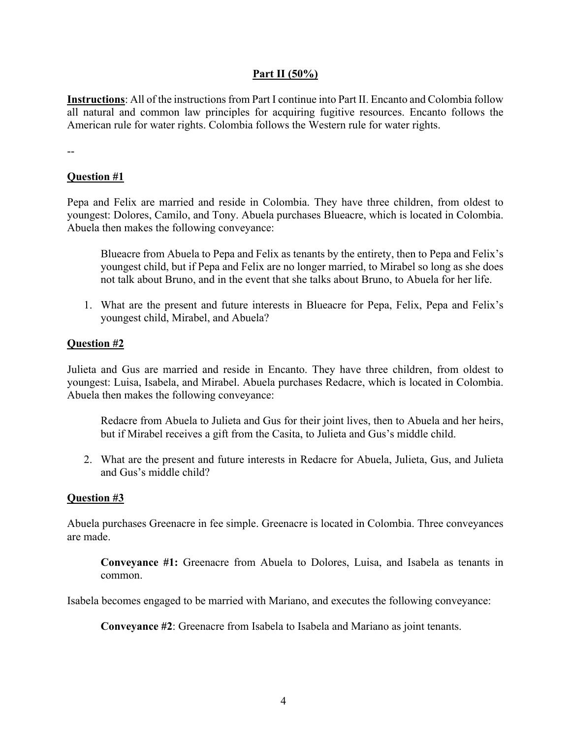## Part II (50%)

**Instructions**: All of the instructions from Part I continue into Part II. Encanto and Colombia follow all natural and common law principles for acquiring fugitive resources. Encanto follows the American rule for water rights. Colombia follows the Western rule for water rights.

--

### Question #1

Pepa and Felix are married and reside in Colombia. They have three children, from oldest to youngest: Dolores, Camilo, and Tony. Abuela purchases Blueacre, which is located in Colombia. Abuela then makes the following conveyance:

> Blueacre from Abuela to Pepa and Felix as tenants by the entirety, then to Pepa and Felix's youngest child, but if Pepa and Felix are no longer married, to Mirabel so long as she does not talk about Bruno, and in the event that she talks about Bruno, to Abuela for her life.

1. What are the present and future interests in Blueacre for Pepa, Felix, Pepa and Felix's youngest child, Mirabel, and Abuela?

### Question #2

Julieta and Gus are married and reside in Encanto. They have three children, from oldest to youngest: Luisa, Isabela, and Mirabel. Abuela purchases Redacre, which is located in Colombia. Abuela then makes the following conveyance:

> Redacre from Abuela to Julieta and Gus for their joint lives, then to Abuela and her heirs, but if Mirabel receives a gift from the Casita, to Julieta and Gus's middle child.

2. What are the present and future interests in Redacre for Abuela, Julieta, Gus, and Julieta and Gus's middle child?

### Question #3

Abuela purchases Greenacre in fee simple. Greenacre is located in Colombia. Three conveyances are made.

> **Conveyance #1:** Greenacre from Abuela to Dolores, Luisa, and Isabela as tenants in common.

Isabela becomes engaged to be married with Mariano, and executes the following conveyance:

> **Conveyance #2**: Greenacre from Isabela to Isabela and Mariano as joint tenants.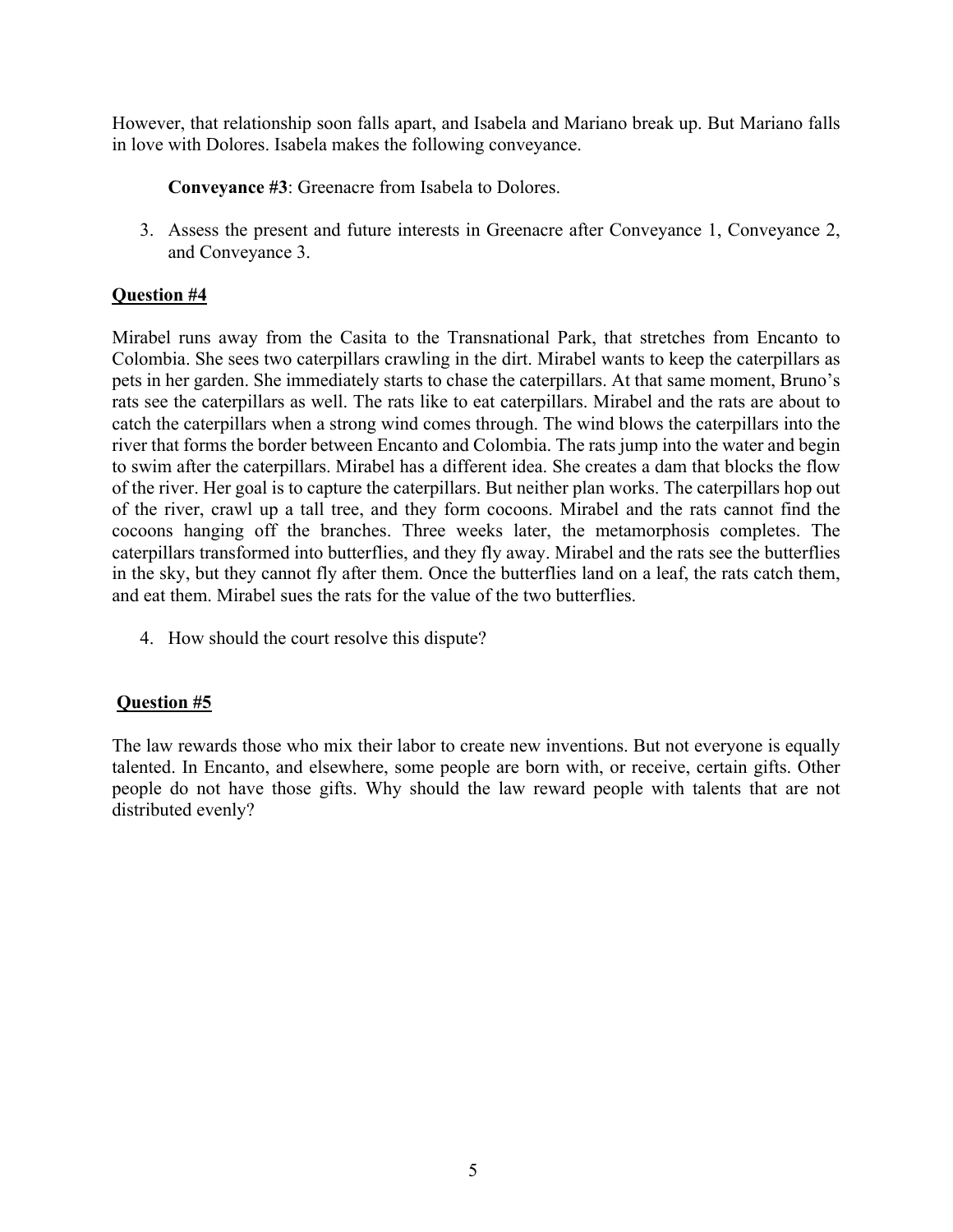However, that relationship soon falls apart, and Isabela and Mariano break up. But Mariano falls in love with Dolores. Isabela makes the following conveyance.

**Conveyance #3**: Greenacre from Isabela to Dolores.

3. Assess the present and future interests in Greenacre after Conveyance 1, Conveyance 2, and Conveyance 3.

**Question #4**

Mirabel runs away from the Casita to the Transnational Park, that stretches from Encanto to Colombia. She sees two caterpillars crawling in the dirt. Mirabel wants to keep the caterpillars as pets in her garden. She immediately starts to chase the caterpillars. At that same moment, Bruno's rats see the caterpillars as well. The rats like to eat caterpillars. Mirabel and the rats are about to catch the caterpillars when a strong wind comes through. The wind blows the caterpillars into the river that forms the border between Encanto and Colombia. The rats jump into the water and begin to swim after the caterpillars. Mirabel has a different idea. She creates a dam that blocks the flow of the river. Her goal is to capture the caterpillars. But neither plan works. The caterpillars hop out of the river, crawl up a tall tree, and they form cocoons. Mirabel and the rats cannot find the cocoons hanging off the branches. Three weeks later, the metamorphosis completes. The caterpillars transformed into butterflies, and they fly away. Mirabel and the rats see the butterflies in the sky, but they cannot fly after them. Once the butterflies land on a leaf, the rats catch them, and eat them. Mirabel sues the rats for the value of the two butterflies.

4. How should the court resolve this dispute?

**Question #5**

The law rewards those who mix their labor to create new inventions. But not everyone is equally talented. In Encanto, and elsewhere, some people are born with, or receive, certain gifts. Other people do not have those gifts. Why should the law reward people with talents that are not distributed evenly?